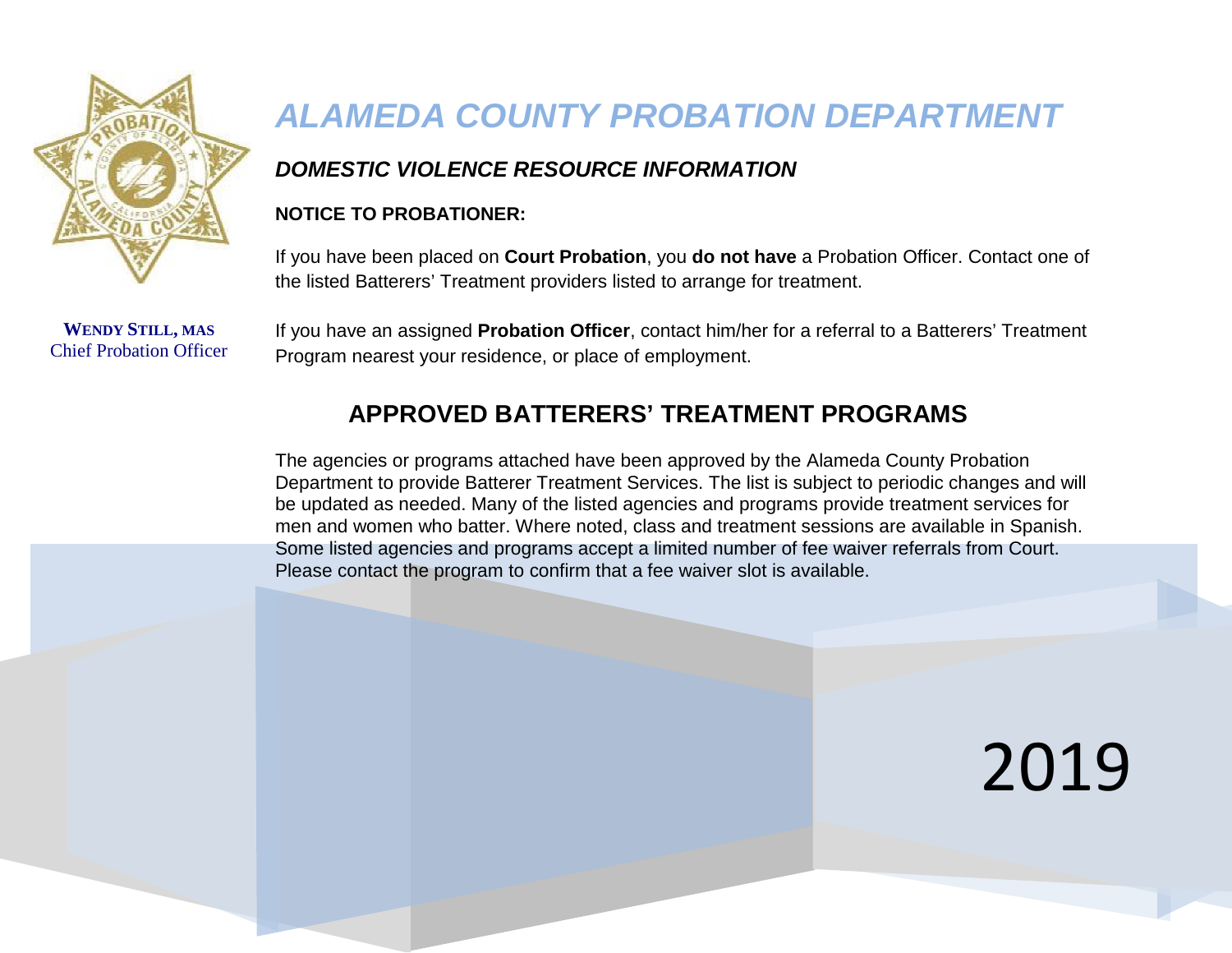# ALAMEDA COUNTY PROBATION DEPARTMENT

**WENDY STILL, MAS**
Chief Probation Officer

## DOMESTIC VIOLENCE RESOURCE INFORMATION

**NOTICE TO PROBATIONER:**

If you have been placed on **Court Probation**, you **do not have** a Probation Officer. Contact one of the listed Batterers' Treatment providers listed to arrange for treatment.

If you have an assigned **Probation Officer**, contact him/her for a referral to a Batterers' Treatment Program nearest your residence, or place of employment.

## APPROVED BATTERERS' TREATMENT PROGRAMS

The agencies or programs attached have been approved by the Alameda County Probation Department to provide Batterer Treatment Services. The list is subject to periodic changes and will be updated as needed. Many of the listed agencies and programs provide treatment services for men and women who batter. Where noted, class and treatment sessions are available in Spanish. Some listed agencies and programs accept a limited number of fee waiver referrals from Court. Please contact the program to confirm that a fee waiver slot is available.

2019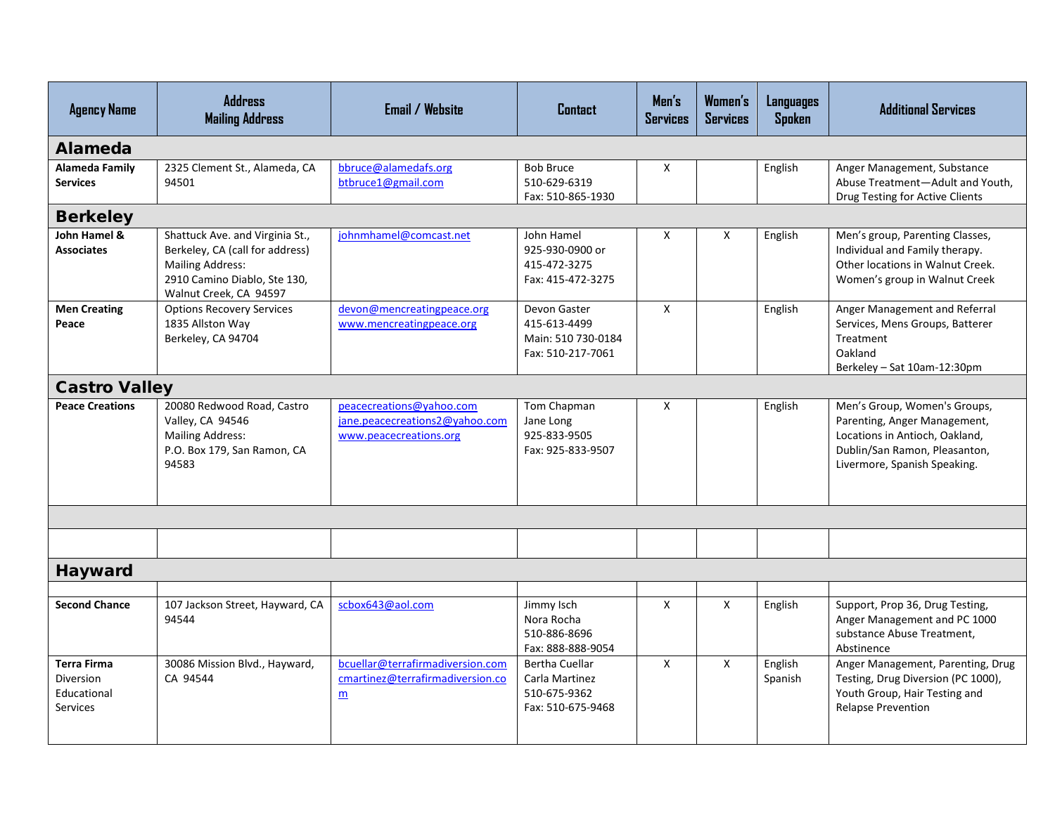| Agency Name | Address Mailing Address | Email / Website | Contact | Men's Services | Women's Services | Languages Spoken | Additional Services |
|---|---|---|---|---|---|---|---|
| **Alameda** | | | | | | | |
| **Alameda Family Services** | 2325 Clement St., Alameda, CA 94501 | bbruce@alamedafs.org btbruce1@gmail.com | Bob Bruce 510-629-6319 Fax: 510-865-1930 | X | | English | Anger Management, Substance Abuse Treatment—Adult and Youth, Drug Testing for Active Clients |
| **Berkeley** | | | | | | | |
| **John Hamel & Associates** | Shattuck Ave. and Virginia St., Berkeley, CA (call for address) Mailing Address: 2910 Camino Diablo, Ste 130, Walnut Creek, CA 94597 | johnmhamel@comcast.net | John Hamel 925-930-0900 or 415-472-3275 Fax: 415-472-3275 | X | X | English | Men's group, Parenting Classes, Individual and Family therapy. Other locations in Walnut Creek. Women's group in Walnut Creek |
| **Men Creating Peace** | Options Recovery Services 1835 Allston Way Berkeley, CA 94704 | devon@mencreatingpeace.org www.mencreatingpeace.org | Devon Gaster 415-613-4499 Main: 510 730-0184 Fax: 510-217-7061 | X | | English | Anger Management and Referral Services, Mens Groups, Batterer Treatment Oakland Berkeley – Sat 10am-12:30pm |
| **Castro Valley** | | | | | | | |
| **Peace Creations** | 20080 Redwood Road, Castro Valley, CA 94546 Mailing Address: P.O. Box 179, San Ramon, CA 94583 | peacecreations@yahoo.com jane.peacecreations2@yahoo.com www.peacecreations.org | Tom Chapman Jane Long 925-833-9505 Fax: 925-833-9507 | X | | English | Men's Group, Women's Groups, Parenting, Anger Management, Locations in Antioch, Oakland, Dublin/San Ramon, Pleasanton, Livermore, Spanish Speaking. |
| | | | | | | | |
| | | | | | | | |
| **Hayward** | | | | | | | |
| | | | | | | | |
| **Second Chance** | 107 Jackson Street, Hayward, CA 94544 | scbox643@aol.com | Jimmy Isch Nora Rocha 510-886-8696 Fax: 888-888-9054 | X | X | English | Support, Prop 36, Drug Testing, Anger Management and PC 1000 substance Abuse Treatment, Abstinence |
| **Terra Firma** Diversion Educational Services | 30086 Mission Blvd., Hayward, CA 94544 | bcuellar@terrafirmadiversion.com cmartinez@terrafirmadiversion.com | Bertha Cuellar Carla Martinez 510-675-9362 Fax: 510-675-9468 | X | X | English Spanish | Anger Management, Parenting, Drug Testing, Drug Diversion (PC 1000), Youth Group, Hair Testing and Relapse Prevention |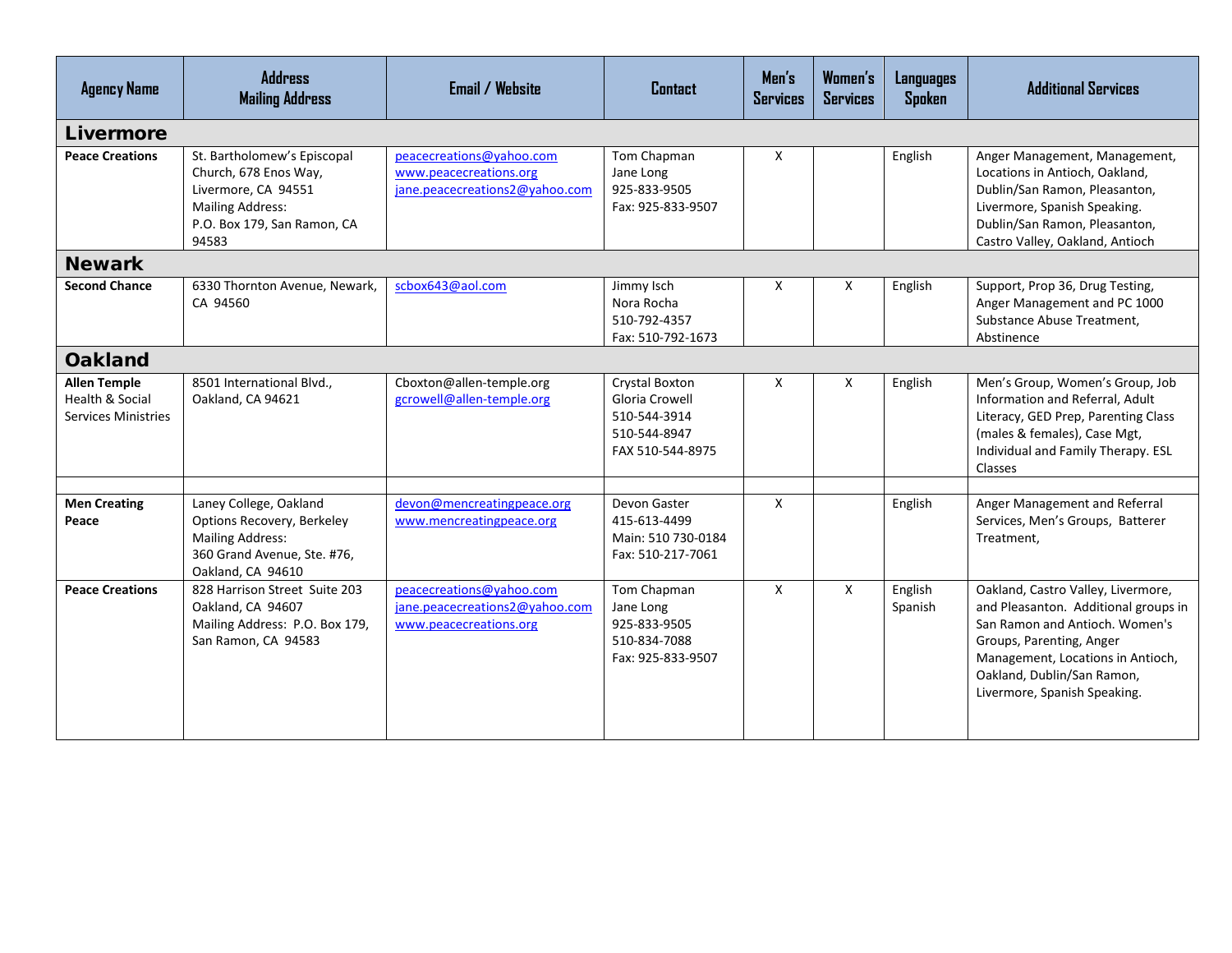| Agency Name | Address<br>Mailing Address | Email / Website | Contact | Men's Services | Women's Services | Languages Spoken | Additional Services |
|---|---|---|---|---|---|---|---|
| **Livermore** | | | | | | | |
| **Peace Creations** | St. Bartholomew's Episcopal Church, 678 Enos Way, Livermore, CA 94551<br>Mailing Address:<br>P.O. Box 179, San Ramon, CA 94583 | peacecreations@yahoo.com<br>www.peacecreations.org<br>jane.peacecreations2@yahoo.com | Tom Chapman<br>Jane Long<br>925-833-9505<br>Fax: 925-833-9507 | X | | English | Anger Management, Management, Locations in Antioch, Oakland, Dublin/San Ramon, Pleasanton, Livermore, Spanish Speaking. Dublin/San Ramon, Pleasanton, Castro Valley, Oakland, Antioch |
| **Newark** | | | | | | | |
| **Second Chance** | 6330 Thornton Avenue, Newark, CA 94560 | scbox643@aol.com | Jimmy Isch<br>Nora Rocha<br>510-792-4357<br>Fax: 510-792-1673 | X | X | English | Support, Prop 36, Drug Testing, Anger Management and PC 1000 Substance Abuse Treatment, Abstinence |
| **Oakland** | | | | | | | |
| **Allen Temple** Health & Social Services Ministries | 8501 International Blvd., Oakland, CA 94621 | Cboxton@allen-temple.org<br>gcrowell@allen-temple.org | Crystal Boxton<br>Gloria Crowell<br>510-544-3914<br>510-544-8947<br>FAX 510-544-8975 | X | X | English | Men's Group, Women's Group, Job Information and Referral, Adult Literacy, GED Prep, Parenting Class (males & females), Case Mgt, Individual and Family Therapy. ESL Classes |
| | | | | | | | |
| **Men Creating Peace** | Laney College, Oakland<br>Options Recovery, Berkeley<br>Mailing Address:<br>360 Grand Avenue, Ste. #76, Oakland, CA 94610 | devon@mencreatingpeace.org<br>www.mencreatingpeace.org | Devon Gaster<br>415-613-4499<br>Main: 510 730-0184<br>Fax: 510-217-7061 | X | | English | Anger Management and Referral Services, Men's Groups, Batterer Treatment, |
| **Peace Creations** | 828 Harrison Street Suite 203 Oakland, CA 94607<br>Mailing Address: P.O. Box 179, San Ramon, CA 94583 | peacecreations@yahoo.com<br>jane.peacecreations2@yahoo.com<br>www.peacecreations.org | Tom Chapman<br>Jane Long<br>925-833-9505<br>510-834-7088<br>Fax: 925-833-9507 | X | X | English<br>Spanish | Oakland, Castro Valley, Livermore, and Pleasanton. Additional groups in San Ramon and Antioch. Women's Groups, Parenting, Anger Management, Locations in Antioch, Oakland, Dublin/San Ramon, Livermore, Spanish Speaking. |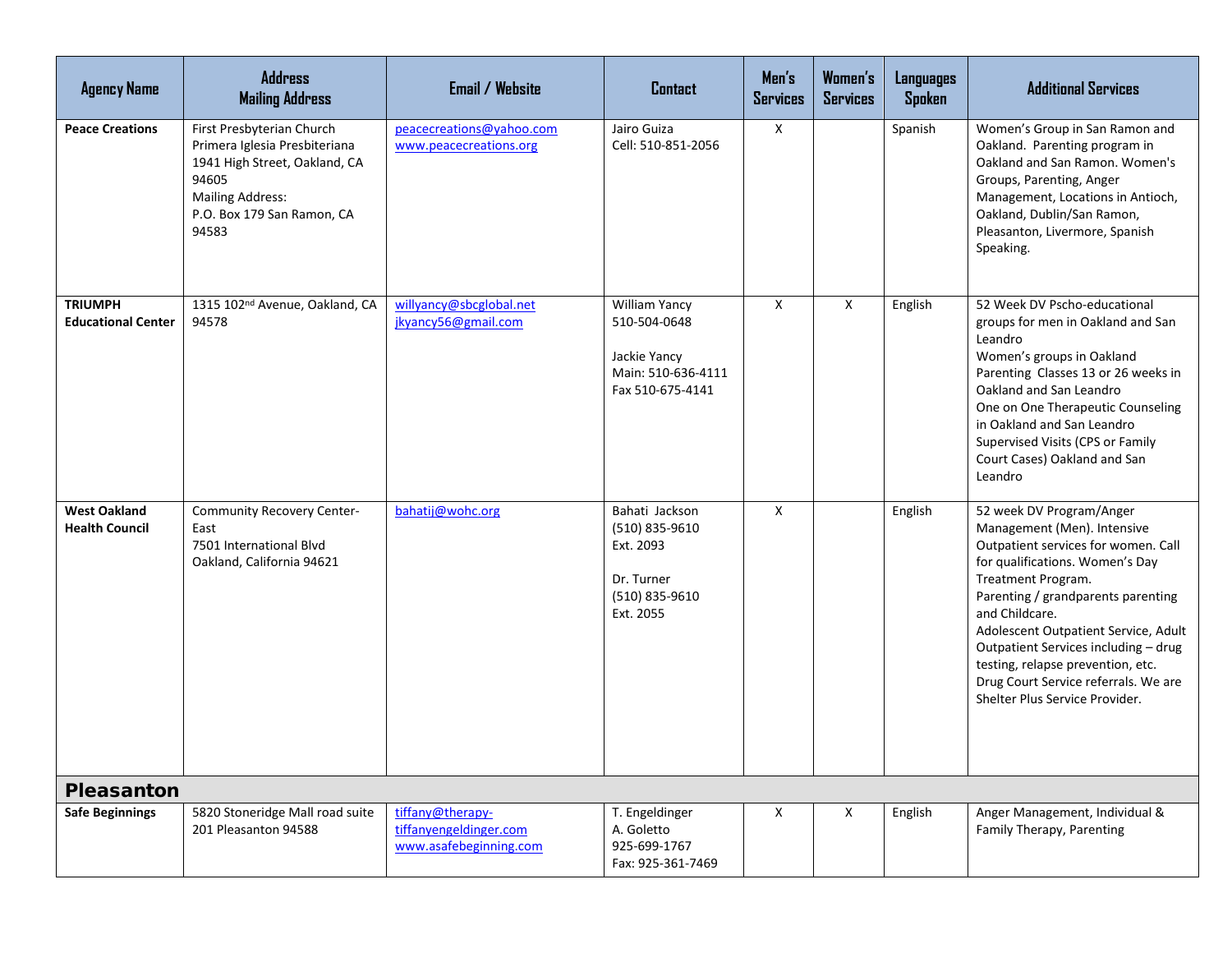| Agency Name | Address Mailing Address | Email / Website | Contact | Men's Services | Women's Services | Languages Spoken | Additional Services |
|---|---|---|---|---|---|---|---|
| **Peace Creations** | First Presbyterian Church Primera Iglesia Presbiteriana 1941 High Street, Oakland, CA 94605 Mailing Address: P.O. Box 179 San Ramon, CA 94583 | peacecreations@yahoo.com www.peacecreations.org | Jairo Guiza Cell: 510-851-2056 | X | | Spanish | Women's Group in San Ramon and Oakland. Parenting program in Oakland and San Ramon. Women's Groups, Parenting, Anger Management, Locations in Antioch, Oakland, Dublin/San Ramon, Pleasanton, Livermore, Spanish Speaking. |
| **TRIUMPH Educational Center** | 1315 102nd Avenue, Oakland, CA 94578 | willyancy@sbcglobal.net jkyancy56@gmail.com | William Yancy 510-504-0648 Jackie Yancy Main: 510-636-4111 Fax 510-675-4141 | X | X | English | 52 Week DV Pscho-educational groups for men in Oakland and San Leandro Women's groups in Oakland Parenting Classes 13 or 26 weeks in Oakland and San Leandro One on One Therapeutic Counseling in Oakland and San Leandro Supervised Visits (CPS or Family Court Cases) Oakland and San Leandro |
| **West Oakland Health Council** | Community Recovery Center-East 7501 International Blvd Oakland, California 94621 | bahatij@wohc.org | Bahati Jackson (510) 835-9610 Ext. 2093 Dr. Turner (510) 835-9610 Ext. 2055 | X | | English | 52 week DV Program/Anger Management (Men). Intensive Outpatient services for women. Call for qualifications. Women's Day Treatment Program. Parenting / grandparents parenting and Childcare. Adolescent Outpatient Service, Adult Outpatient Services including – drug testing, relapse prevention, etc. Drug Court Service referrals. We are Shelter Plus Service Provider. |
| **Pleasanton** | | | | | | | |
| **Safe Beginnings** | 5820 Stoneridge Mall road suite 201 Pleasanton 94588 | tiffany@therapy-tiffanyengeldinger.com www.asafebeginning.com | T. Engeldinger A. Goletto 925-699-1767 Fax: 925-361-7469 | X | X | English | Anger Management, Individual & Family Therapy, Parenting |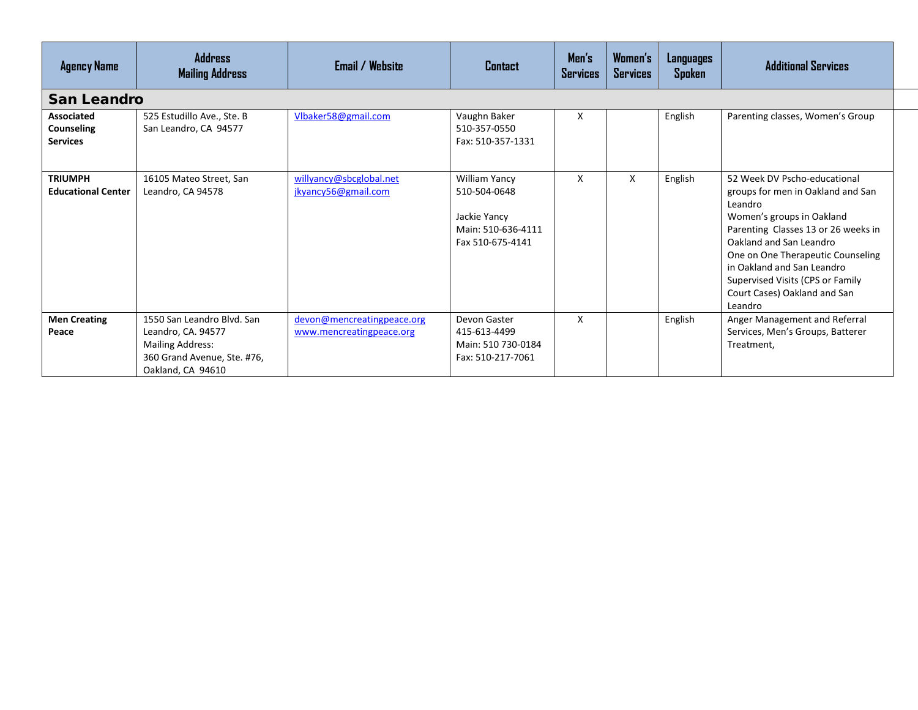| Agency Name | Address Mailing Address | Email / Website | Contact | Men's Services | Women's Services | Languages Spoken | Additional Services |
|---|---|---|---|---|---|---|---|
| **San Leandro** | | | | | | | |
| **Associated Counseling Services** | 525 Estudillo Ave., Ste. B San Leandro, CA 94577 | Vlbaker58@gmail.com | Vaughn Baker 510-357-0550 Fax: 510-357-1331 | X | | English | Parenting classes, Women's Group |
| **TRIUMPH Educational Center** | 16105 Mateo Street, San Leandro, CA 94578 | willyancy@sbcglobal.net jkyancy56@gmail.com | William Yancy 510-504-0648 Jackie Yancy Main: 510-636-4111 Fax 510-675-4141 | X | X | English | 52 Week DV Pscho-educational groups for men in Oakland and San Leandro Women's groups in Oakland Parenting Classes 13 or 26 weeks in Oakland and San Leandro One on One Therapeutic Counseling in Oakland and San Leandro Supervised Visits (CPS or Family Court Cases) Oakland and San Leandro |
| **Men Creating Peace** | 1550 San Leandro Blvd. San Leandro, CA. 94577 Mailing Address: 360 Grand Avenue, Ste. #76, Oakland, CA 94610 | devon@mencreatingpeace.org www.mencreatingpeace.org | Devon Gaster 415-613-4499 Main: 510 730-0184 Fax: 510-217-7061 | X | | English | Anger Management and Referral Services, Men's Groups, Batterer Treatment, |